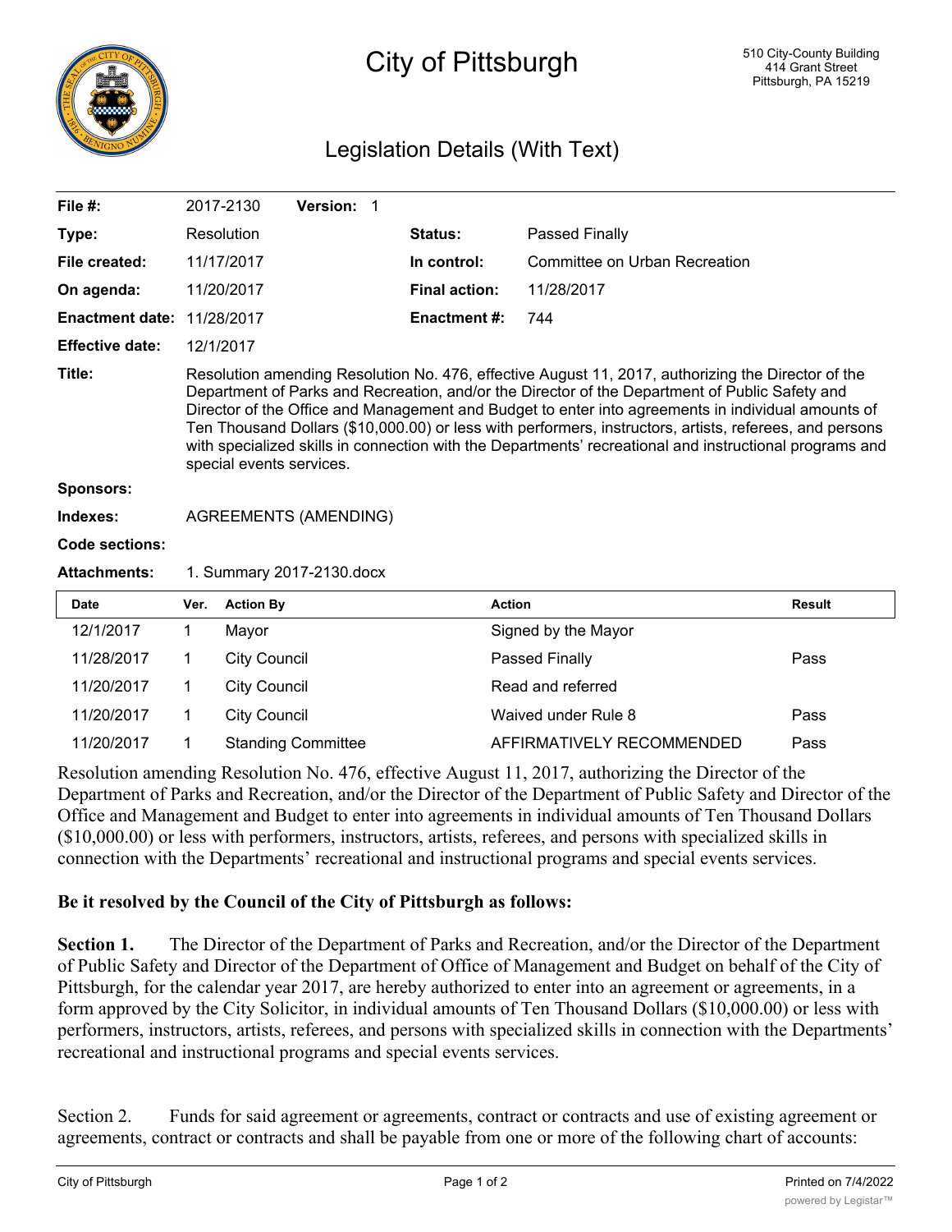# City of Pittsburgh

510 City-County Building
414 Grant Street
Pittsburgh, PA 15219

## Legislation Details (With Text)

| | | | |
|---|---|---|---|
| **File #:** | 2017-2130 **Version:** 1 | | |
| **Type:** | Resolution | **Status:** | Passed Finally |
| **File created:** | 11/17/2017 | **In control:** | Committee on Urban Recreation |
| **On agenda:** | 11/20/2017 | **Final action:** | 11/28/2017 |
| **Enactment date:** | 11/28/2017 | **Enactment #:** | 744 |
| **Effective date:** | 12/1/2017 | | |

**Title:** Resolution amending Resolution No. 476, effective August 11, 2017, authorizing the Director of the Department of Parks and Recreation, and/or the Director of the Department of Public Safety and Director of the Office and Management and Budget to enter into agreements in individual amounts of Ten Thousand Dollars ($10,000.00) or less with performers, instructors, artists, referees, and persons with specialized skills in connection with the Departments' recreational and instructional programs and special events services.

**Sponsors:**

**Indexes:** AGREEMENTS (AMENDING)

**Code sections:**

**Attachments:** 1. Summary 2017-2130.docx

| Date | Ver. | Action By | Action | Result |
|---|---|---|---|---|
| 12/1/2017 | 1 | Mayor | Signed by the Mayor | |
| 11/28/2017 | 1 | City Council | Passed Finally | Pass |
| 11/20/2017 | 1 | City Council | Read and referred | |
| 11/20/2017 | 1 | City Council | Waived under Rule 8 | Pass |
| 11/20/2017 | 1 | Standing Committee | AFFIRMATIVELY RECOMMENDED | Pass |

Resolution amending Resolution No. 476, effective August 11, 2017, authorizing the Director of the Department of Parks and Recreation, and/or the Director of the Department of Public Safety and Director of the Office and Management and Budget to enter into agreements in individual amounts of Ten Thousand Dollars ($10,000.00) or less with performers, instructors, artists, referees, and persons with specialized skills in connection with the Departments' recreational and instructional programs and special events services.

**Be it resolved by the Council of the City of Pittsburgh as follows:**

**Section 1.** The Director of the Department of Parks and Recreation, and/or the Director of the Department of Public Safety and Director of the Department of Office of Management and Budget on behalf of the City of Pittsburgh, for the calendar year 2017, are hereby authorized to enter into an agreement or agreements, in a form approved by the City Solicitor, in individual amounts of Ten Thousand Dollars ($10,000.00) or less with performers, instructors, artists, referees, and persons with specialized skills in connection with the Departments' recreational and instructional programs and special events services.

Section 2. Funds for said agreement or agreements, contract or contracts and use of existing agreement or agreements, contract or contracts and shall be payable from one or more of the following chart of accounts: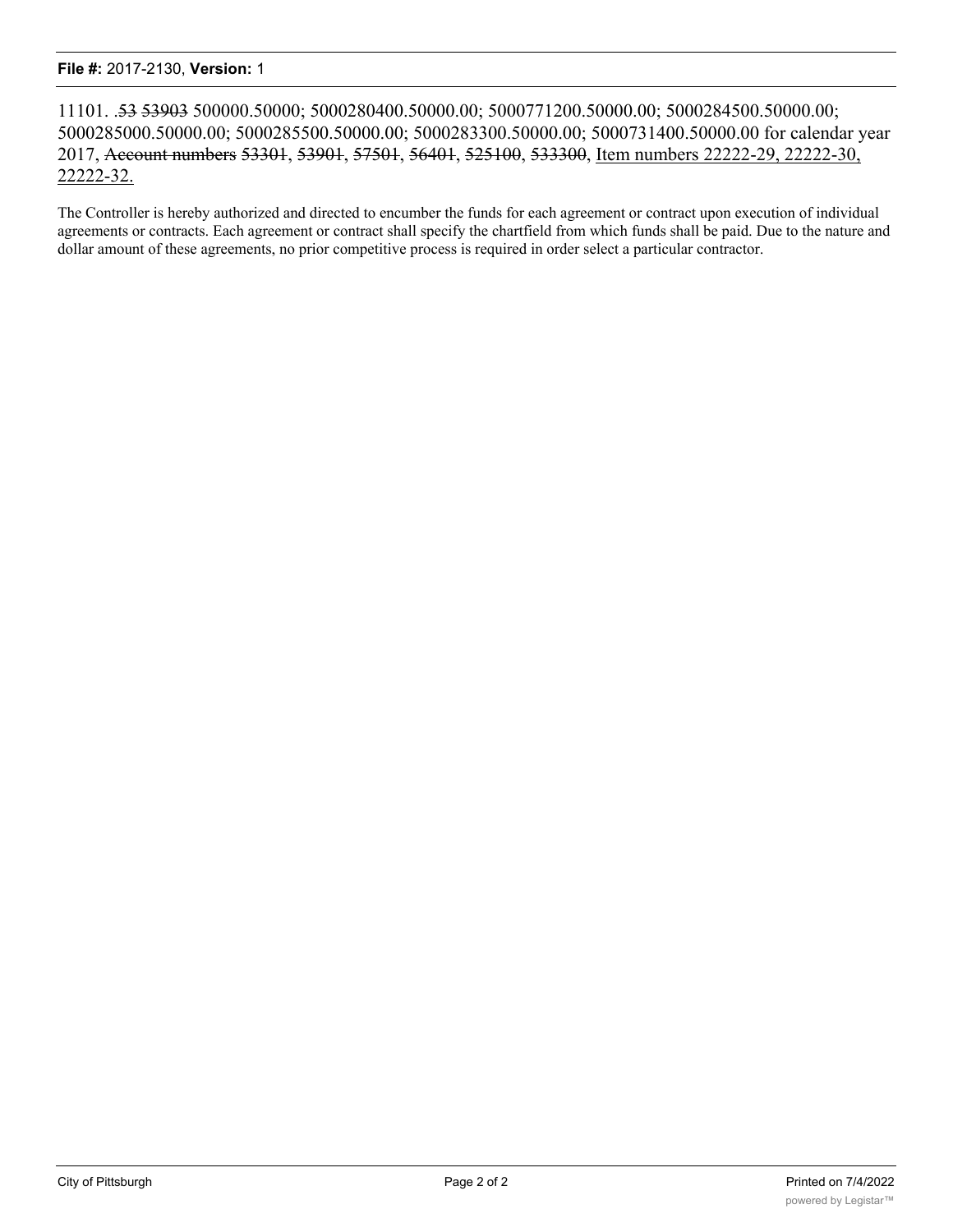11101. ~~.53~~ ~~53903~~ 500000.50000; 5000280400.50000.00; 5000771200.50000.00; 5000284500.50000.00; 5000285000.50000.00; 5000285500.50000.00; 5000283300.50000.00; 5000731400.50000.00 for calendar year 2017, ~~Account numbers~~ ~~53301~~, ~~53901~~, ~~57501~~, ~~56401~~, ~~525100~~, ~~533300~~, <u>Item numbers 22222-29, 22222-30, 22222-32.</u>

The Controller is hereby authorized and directed to encumber the funds for each agreement or contract upon execution of individual agreements or contracts. Each agreement or contract shall specify the chartfield from which funds shall be paid. Due to the nature and dollar amount of these agreements, no prior competitive process is required in order select a particular contractor.